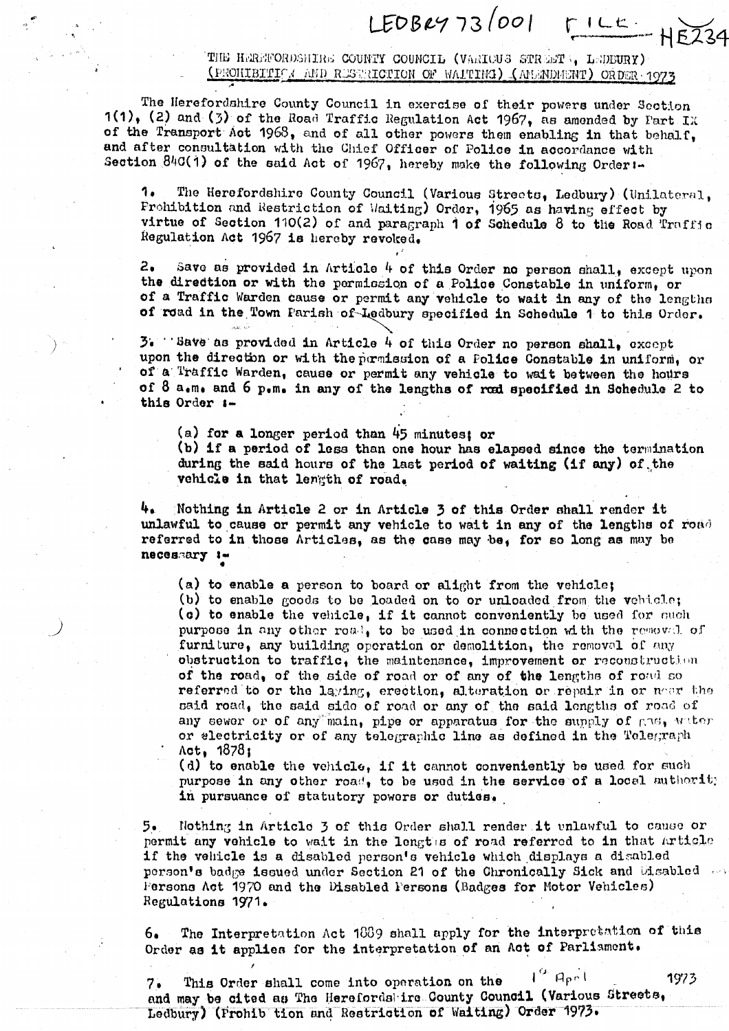LEDBY 73/001 FILE HE234

THE HEREFORDSHIRE COUNTY COUNCIL (VARIOUS STREETS, LEDBURY) (PROHIBITION AND RESTRICTION OF WAITING) (AMENDMENT) ORDER 1973

The Herefordshire County Council in exercise of their powers under Section 1(1), (2) and (3) of the Road Traffic Regulation Act 1967, as amended by Part IX of the Transport Act 1968, and of all other powers them enabling in that behalf, and after consultation with the Chief Officer of Police in accordance with Section 84C(1) of the said Act of 1967, hereby make the following Order:-

1. The Herefordshire County Council (Various Streets, Ledbury) (Unilateral, Prohibition and Restriction of Waiting) Order, 1965 as having effect by virtue of Section 110(2) of and paragraph 1 of Schedule 8 to the Road Traffic Regulation Act 1967 is hereby revoked.

2. Save as provided in Article 4 of this Order no person shall, except upon the direction or with the permission of a Police Constable in uniform, or of a Traffic Warden cause or permit any vehicle to wait in any of the lengths of road in the Town Parish of Ledbury specified in Schedule 1 to this Order.

3. Save as provided in Article 4 of this Order no person shall, except upon the direction or with the permission of a Police Constable in uniform, or of a Traffic Warden, cause or permit any vehicle to wait between the hours of 8 a.m. and 6 p.m. in any of the lengths of road specified in Schedule 2 to this Order :-

(a) for a longer period than 45 minutes; or
(b) if a period of less than one hour has elapsed since the termination during the said hours of the last period of waiting (if any) of the vehicle in that length of road.

4. Nothing in Article 2 or in Article 3 of this Order shall render it unlawful to cause or permit any vehicle to wait in any of the lengths of road referred to in those Articles, as the case may be, for so long as may be necessary :-

(a) to enable a person to board or alight from the vehicle;
(b) to enable goods to be loaded on to or unloaded from the vehicle;
(c) to enable the vehicle, if it cannot conveniently be used for such purpose in any other road, to be used in connection with the removal of furniture, any building operation or demolition, the removal of any obstruction to traffic, the maintenance, improvement or reconstruction of the road, of the side of road or of any of the lengths of road so referred to or the laying, erection, alteration or repair in or near the said road, the said side of road or any of the said lengths of road of any sewer or of any main, pipe or apparatus for the supply of gas, water or electricity or of any telegraphic line as defined in the Telegraph Act, 1878;
(d) to enable the vehicle, if it cannot conveniently be used for such purpose in any other road, to be used in the service of a local authority in pursuance of statutory powers or duties.

5. Nothing in Article 3 of this Order shall render it unlawful to cause or permit any vehicle to wait in the lengths of road referred to in that Article if the vehicle is a disabled person's vehicle which displays a disabled person's badge issued under Section 21 of the Chronically Sick and Disabled Persons Act 1970 and the Disabled Persons (Badges for Motor Vehicles) Regulations 1971.

6. The Interpretation Act 1889 shall apply for the interpretation of this Order as it applies for the interpretation of an Act of Parliament.

7. This Order shall come into operation on the 1st April 1973 and may be cited as The Herefordshire County Council (Various Streets, Ledbury) (Prohibition and Restriction of Waiting) Order 1973.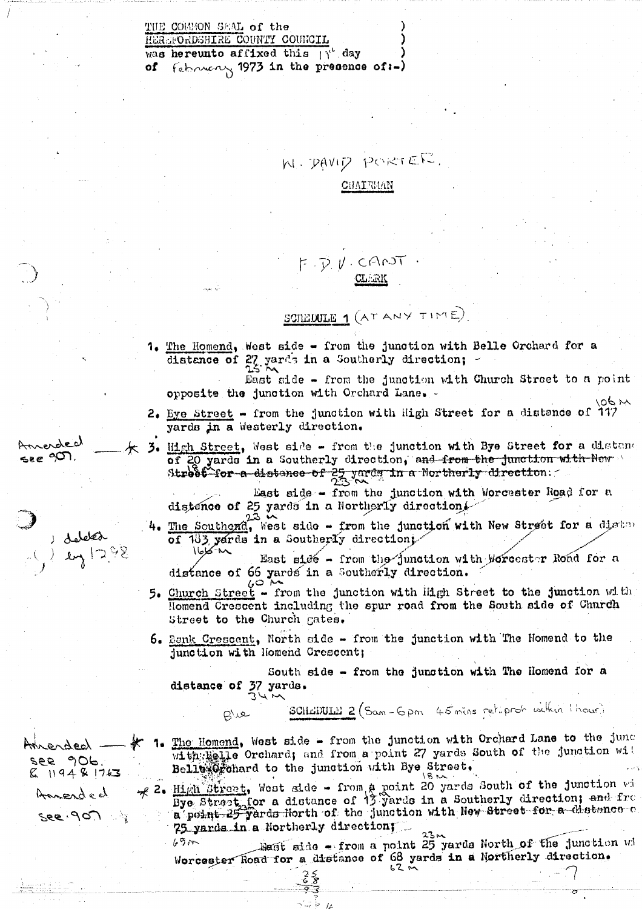THE COMMON SEAL of the
HEREFORDSHIRE COUNTY COUNCIL
was hereunto affixed this 19th day
of February 1973 in the presence of:-

W. DAVID PORTER.

CHAIRMAN

F. D. V. CANT.

CLERK

## SCHEDULE 1 (AT ANY TIME)

1. The Homend, West side - from the junction with Belle Orchard for a distance of 27 yards in a Southerly direction; 25 M

   East side - from the junction with Church Street to a point opposite the junction with Orchard Lane.

2. Eye Street - from the junction with High Street for a distance of 117 yards in a Westerly direction. 106 M

Amended see 907. * 3. High Street, West side - from the junction with Bye Street for a distance of 20 yards in a Southerly direction, ~~and from the junction with New Street for a distance of 25 yards in a Northerly direction.~~ 18 23 M

   East side - from the junction with Worcester Road for a distance of 25 yards in a Northerly direction; 23 M

deleted by 1298 — 4. The Southend, West side - from the junction with New Street for a distance of 183 yards in a Southerly direction; 168 M

   East side - from the junction with Worcester Road for a distance of 66 yards in a Southerly direction. 60 M

5. Church Street - from the junction with High Street to the junction with Homend Crescent including the spur road from the South side of Church Street to the Church gates.

6. Bank Crescent, North side - from the junction with The Homend to the junction with Homend Crescent;

   South side - from the junction with The Homend for a distance of 37 yards. 34 M

## Blue SCHEDULE 2 (8am - 6pm 45 mins ret. proh within 1 hour)

Amended see 906. & 1194 & 1763 * 1. The Homend, West side - from the junction with Orchard Lane to the junction with Belle Orchard; and from a point 27 yards South of the junction with Belle Orchard to the junction with Bye Street.

Amended see 907 * 2. High Street, West side - from a point 20 yards South of the junction with Bye Street for a distance of 13 yards in a Southerly direction; ~~and from a point 25 yards North of the junction with New Street for a distance of 75 yards in a Northerly direction;~~ 18 M 23 M

   East side - from a point 25 yards North of the junction with Worcester Road for a distance of 68 yards in a Northerly direction. 23 M 69 M 62 M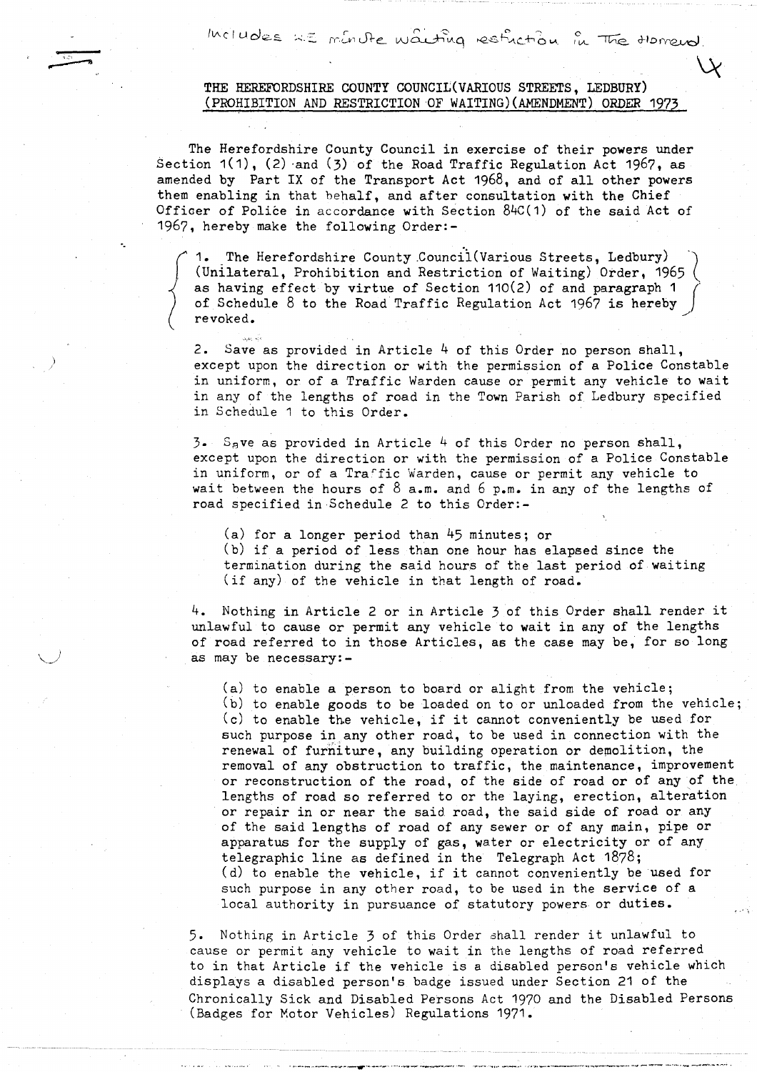Includes 45 minute waiting restriction in The Homend.

4

## THE HEREFORDSHIRE COUNTY COUNCIL(VARIOUS STREETS, LEDBURY) (PROHIBITION AND RESTRICTION OF WAITING)(AMENDMENT) ORDER 1973

The Herefordshire County Council in exercise of their powers under Section 1(1), (2) and (3) of the Road Traffic Regulation Act 1967, as amended by Part IX of the Transport Act 1968, and of all other powers them enabling in that behalf, and after consultation with the Chief Officer of Police in accordance with Section 84C(1) of the said Act of 1967, hereby make the following Order:-

1. The Herefordshire County Council(Various Streets, Ledbury) (Unilateral, Prohibition and Restriction of Waiting) Order, 1965 as having effect by virtue of Section 110(2) of and paragraph 1 of Schedule 8 to the Road Traffic Regulation Act 1967 is hereby revoked.

2. Save as provided in Article 4 of this Order no person shall, except upon the direction or with the permission of a Police Constable in uniform, or of a Traffic Warden cause or permit any vehicle to wait in any of the lengths of road in the Town Parish of Ledbury specified in Schedule 1 to this Order.

3. Save as provided in Article 4 of this Order no person shall, except upon the direction or with the permission of a Police Constable in uniform, or of a Traffic Warden, cause or permit any vehicle to wait between the hours of 8 a.m. and 6 p.m. in any of the lengths of road specified in Schedule 2 to this Order:-

(a) for a longer period than 45 minutes; or
(b) if a period of less than one hour has elapsed since the termination during the said hours of the last period of waiting (if any) of the vehicle in that length of road.

4. Nothing in Article 2 or in Article 3 of this Order shall render it unlawful to cause or permit any vehicle to wait in any of the lengths of road referred to in those Articles, as the case may be, for so long as may be necessary:-

(a) to enable a person to board or alight from the vehicle;
(b) to enable goods to be loaded on to or unloaded from the vehicle;
(c) to enable the vehicle, if it cannot conveniently be used for such purpose in any other road, to be used in connection with the renewal of furniture, any building operation or demolition, the removal of any obstruction to traffic, the maintenance, improvement or reconstruction of the road, of the side of road or of any of the lengths of road so referred to or the laying, erection, alteration or repair in or near the said road, the said side of road or any of the said lengths of road of any sewer or of any main, pipe or apparatus for the supply of gas, water or electricity or of any telegraphic line as defined in the Telegraph Act 1878;
(d) to enable the vehicle, if it cannot conveniently be used for such purpose in any other road, to be used in the service of a local authority in pursuance of statutory powers or duties.

5. Nothing in Article 3 of this Order shall render it unlawful to cause or permit any vehicle to wait in the lengths of road referred to in that Article if the vehicle is a disabled person's vehicle which displays a disabled person's badge issued under Section 21 of the Chronically Sick and Disabled Persons Act 1970 and the Disabled Persons (Badges for Motor Vehicles) Regulations 1971.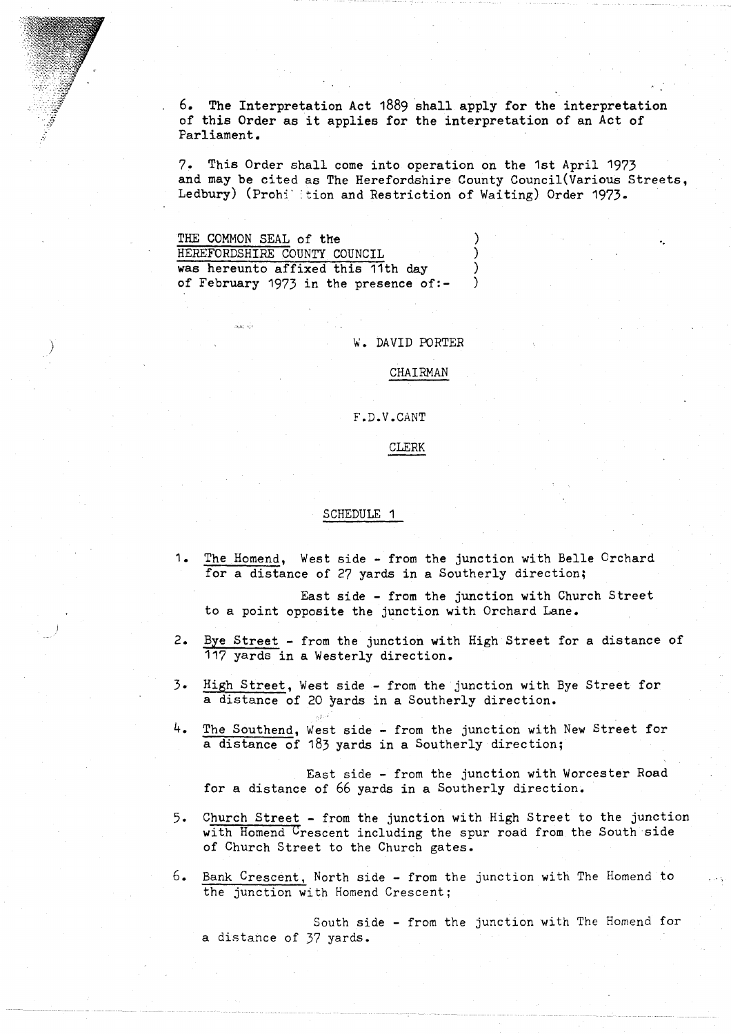6. The Interpretation Act 1889 shall apply for the interpretation of this Order as it applies for the interpretation of an Act of Parliament.

7. This Order shall come into operation on the 1st April 1973 and may be cited as The Herefordshire County Council(Various Streets, Ledbury) (Prohibition and Restriction of Waiting) Order 1973.

THE COMMON SEAL of the HEREFORDSHIRE COUNTY COUNCIL was hereunto affixed this 11th day of February 1973 in the presence of:-

W. DAVID PORTER

CHAIRMAN

F.D.V.CANT

CLERK

## SCHEDULE 1

1. The Homend, West side - from the junction with Belle Orchard for a distance of 27 yards in a Southerly direction;

   East side - from the junction with Church Street to a point opposite the junction with Orchard Lane.

2. Bye Street - from the junction with High Street for a distance of 117 yards in a Westerly direction.

3. High Street, West side - from the junction with Bye Street for a distance of 20 yards in a Southerly direction.

4. The Southend, West side - from the junction with New Street for a distance of 183 yards in a Southerly direction;

   East side - from the junction with Worcester Road for a distance of 66 yards in a Southerly direction.

5. Church Street - from the junction with High Street to the junction with Homend Crescent including the spur road from the South side of Church Street to the Church gates.

6. Bank Crescent, North side - from the junction with The Homend to the junction with Homend Crescent;

   South side - from the junction with The Homend for a distance of 37 yards.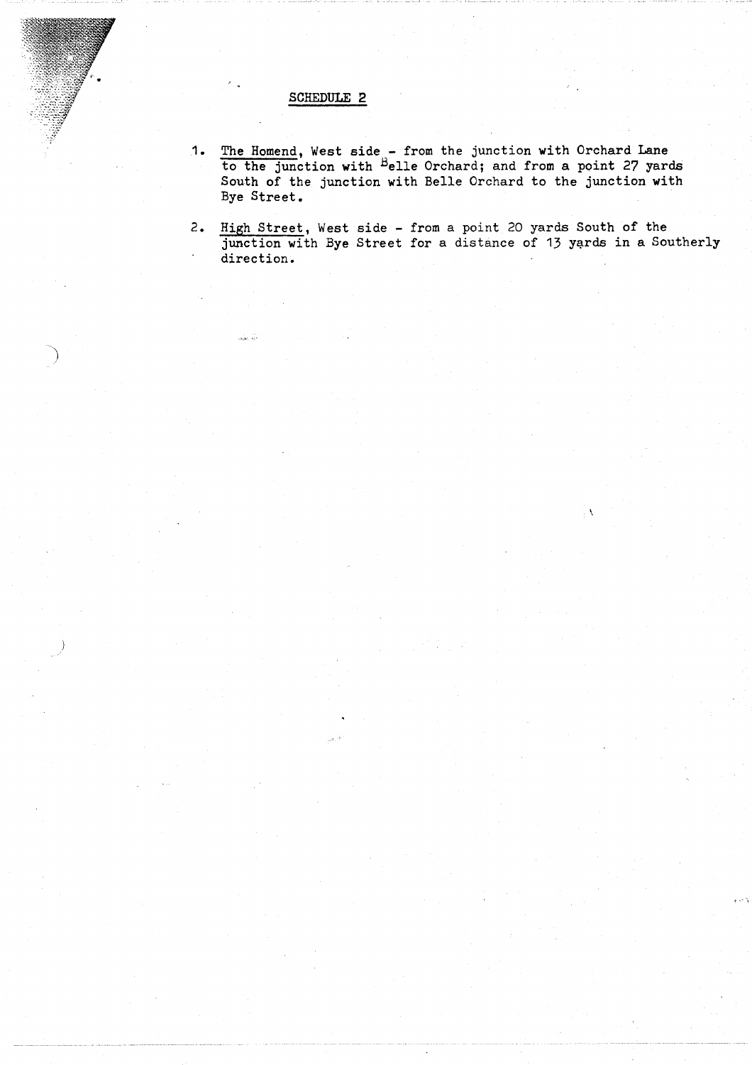## SCHEDULE 2

1. The Homend, West side - from the junction with Orchard Lane to the junction with Belle Orchard; and from a point 27 yards South of the junction with Belle Orchard to the junction with Bye Street.

2. High Street, West side - from a point 20 yards South of the junction with Bye Street for a distance of 13 yards in a Southerly direction.